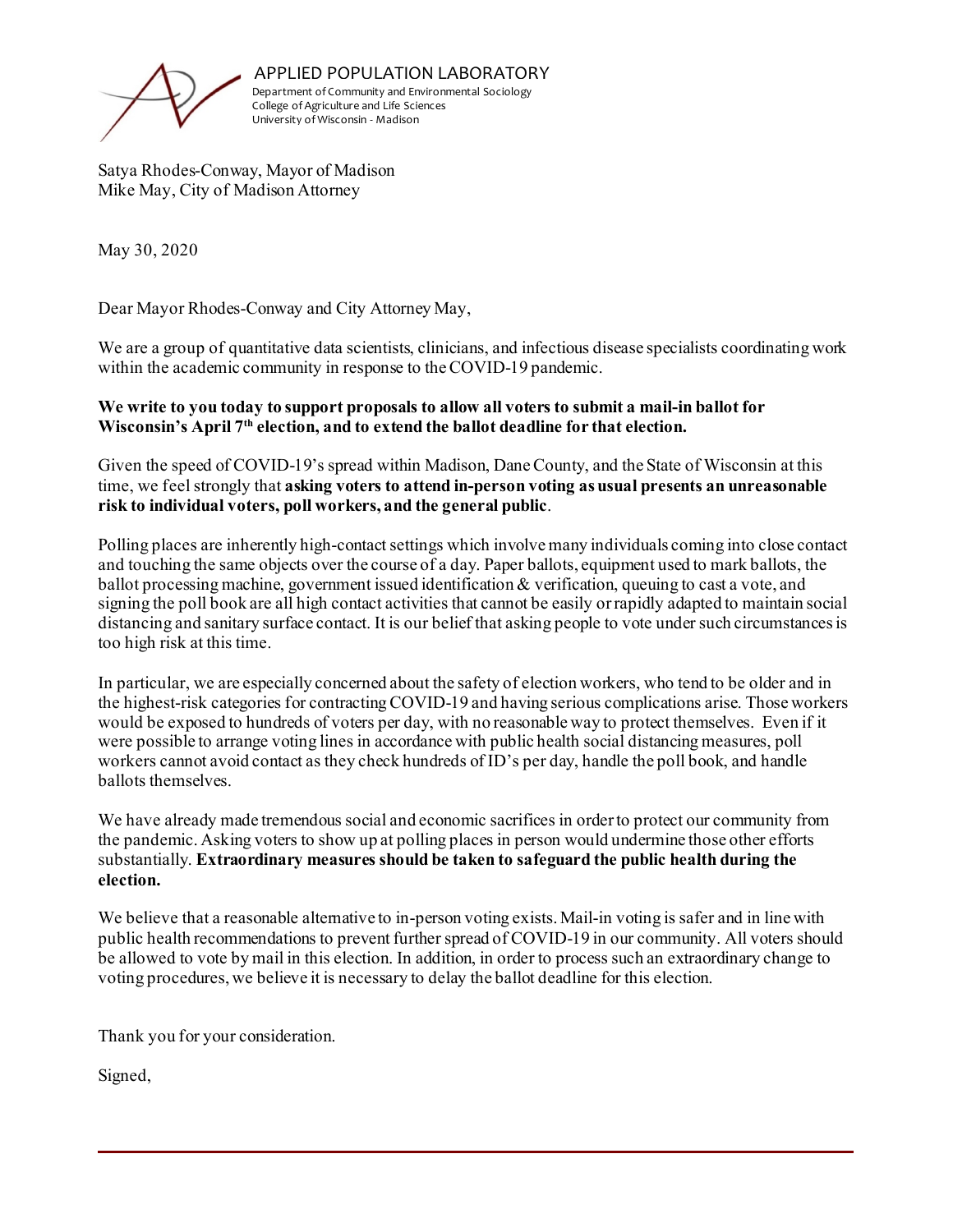APPLIED POPULATION LABORATORY
Department of Community and Environmental Sociology
College of Agriculture and Life Sciences
University of Wisconsin - Madison

Satya Rhodes-Conway, Mayor of Madison
Mike May, City of Madison Attorney

May 30, 2020

Dear Mayor Rhodes-Conway and City Attorney May,

We are a group of quantitative data scientists, clinicians, and infectious disease specialists coordinating work within the academic community in response to the COVID-19 pandemic.

**We write to you today to support proposals to allow all voters to submit a mail-in ballot for Wisconsin's April 7th election, and to extend the ballot deadline for that election.**

Given the speed of COVID-19's spread within Madison, Dane County, and the State of Wisconsin at this time, we feel strongly that **asking voters to attend in-person voting as usual presents an unreasonable risk to individual voters, poll workers, and the general public**.

Polling places are inherently high-contact settings which involve many individuals coming into close contact and touching the same objects over the course of a day. Paper ballots, equipment used to mark ballots, the ballot processing machine, government issued identification & verification, queuing to cast a vote, and signing the poll book are all high contact activities that cannot be easily or rapidly adapted to maintain social distancing and sanitary surface contact. It is our belief that asking people to vote under such circumstances is too high risk at this time.

In particular, we are especially concerned about the safety of election workers, who tend to be older and in the highest-risk categories for contracting COVID-19 and having serious complications arise. Those workers would be exposed to hundreds of voters per day, with no reasonable way to protect themselves. Even if it were possible to arrange voting lines in accordance with public health social distancing measures, poll workers cannot avoid contact as they check hundreds of ID's per day, handle the poll book, and handle ballots themselves.

We have already made tremendous social and economic sacrifices in order to protect our community from the pandemic. Asking voters to show up at polling places in person would undermine those other efforts substantially. **Extraordinary measures should be taken to safeguard the public health during the election.**

We believe that a reasonable alternative to in-person voting exists. Mail-in voting is safer and in line with public health recommendations to prevent further spread of COVID-19 in our community. All voters should be allowed to vote by mail in this election. In addition, in order to process such an extraordinary change to voting procedures, we believe it is necessary to delay the ballot deadline for this election.

Thank you for your consideration.

Signed,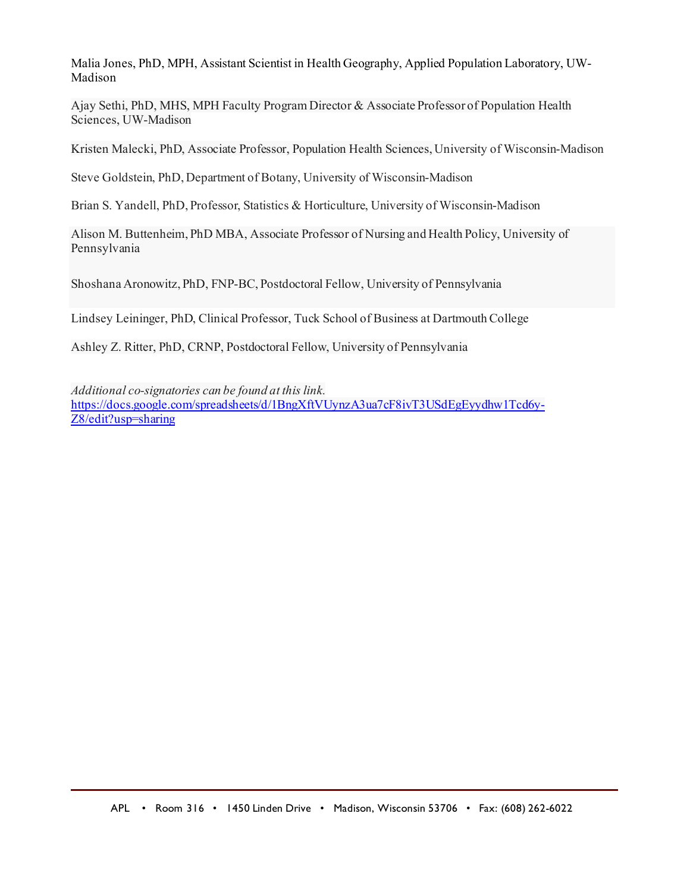Malia Jones, PhD, MPH, Assistant Scientist in Health Geography, Applied Population Laboratory, UW-Madison

Ajay Sethi, PhD, MHS, MPH Faculty Program Director & Associate Professor of Population Health Sciences, UW-Madison

Kristen Malecki, PhD, Associate Professor, Population Health Sciences, University of Wisconsin-Madison

Steve Goldstein, PhD, Department of Botany, University of Wisconsin-Madison

Brian S. Yandell, PhD, Professor, Statistics & Horticulture, University of Wisconsin-Madison

Alison M. Buttenheim, PhD MBA, Associate Professor of Nursing and Health Policy, University of Pennsylvania

Shoshana Aronowitz, PhD, FNP-BC, Postdoctoral Fellow, University of Pennsylvania

Lindsey Leininger, PhD, Clinical Professor, Tuck School of Business at Dartmouth College

Ashley Z. Ritter, PhD, CRNP, Postdoctoral Fellow, University of Pennsylvania

*Additional co-signatories can be found at this link.*
[https://docs.google.com/spreadsheets/d/1BngXftVUynzA3ua7cF8ivT3USdEgEyydhw1Tcd6y-Z8/edit?usp=sharing](https://docs.google.com/spreadsheets/d/1BngXftVUynzA3ua7cF8ivT3USdEgEyydhw1Tcd6y-Z8/edit?usp=sharing)

APL • Room 316 • 1450 Linden Drive • Madison, Wisconsin 53706 • Fax: (608) 262-6022